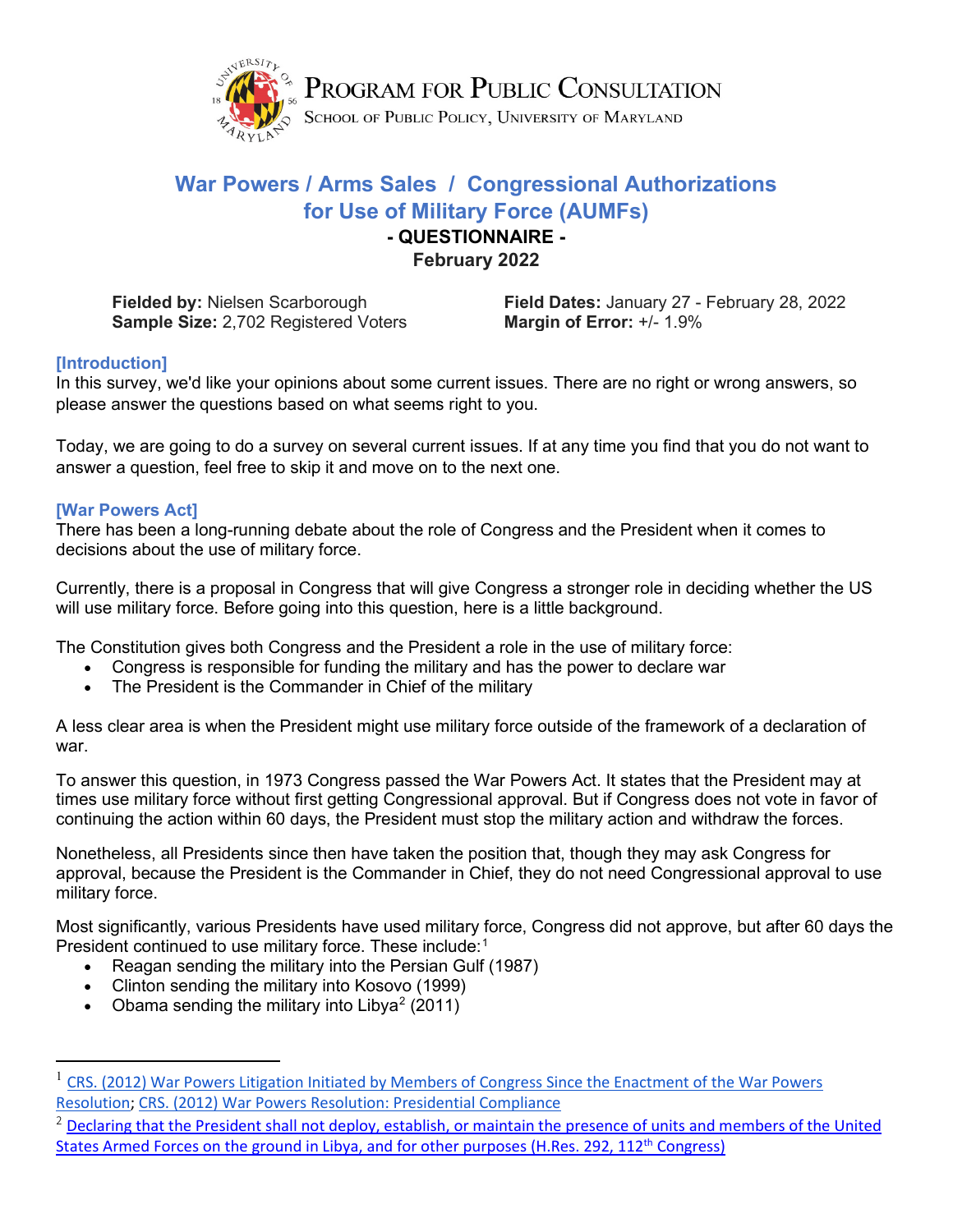PROGRAM FOR PUBLIC CONSULTATION
SCHOOL OF PUBLIC POLICY, UNIVERSITY OF MARYLAND

# War Powers / Arms Sales / Congressional Authorizations for Use of Military Force (AUMFs)

**- QUESTIONNAIRE -**

**February 2022**

**Fielded by:** Nielsen Scarborough
**Sample Size:** 2,702 Registered Voters
**Field Dates:** January 27 - February 28, 2022
**Margin of Error:** +/- 1.9%

## [Introduction]

In this survey, we'd like your opinions about some current issues. There are no right or wrong answers, so please answer the questions based on what seems right to you.

Today, we are going to do a survey on several current issues. If at any time you find that you do not want to answer a question, feel free to skip it and move on to the next one.

## [War Powers Act]

There has been a long-running debate about the role of Congress and the President when it comes to decisions about the use of military force.

Currently, there is a proposal in Congress that will give Congress a stronger role in deciding whether the US will use military force. Before going into this question, here is a little background.

The Constitution gives both Congress and the President a role in the use of military force:

- Congress is responsible for funding the military and has the power to declare war
- The President is the Commander in Chief of the military

A less clear area is when the President might use military force outside of the framework of a declaration of war.

To answer this question, in 1973 Congress passed the War Powers Act. It states that the President may at times use military force without first getting Congressional approval. But if Congress does not vote in favor of continuing the action within 60 days, the President must stop the military action and withdraw the forces.

Nonetheless, all Presidents since then have taken the position that, though they may ask Congress for approval, because the President is the Commander in Chief, they do not need Congressional approval to use military force.

Most significantly, various Presidents have used military force, Congress did not approve, but after 60 days the President continued to use military force. These include:[1]

- Reagan sending the military into the Persian Gulf (1987)
- Clinton sending the military into Kosovo (1999)
- Obama sending the military into Libya[2] (2011)

---

[1] CRS. (2012) War Powers Litigation Initiated by Members of Congress Since the Enactment of the War Powers Resolution; CRS. (2012) War Powers Resolution: Presidential Compliance

[2] Declaring that the President shall not deploy, establish, or maintain the presence of units and members of the United States Armed Forces on the ground in Libya, and for other purposes (H.Res. 292, 112th Congress)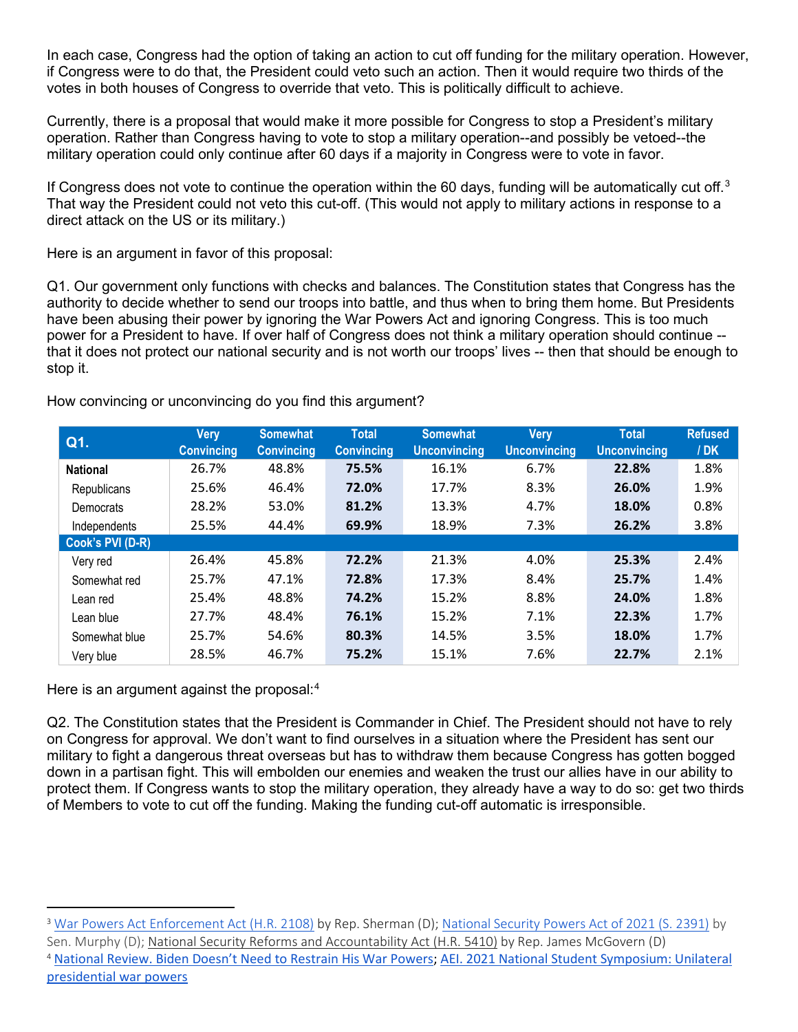In each case, Congress had the option of taking an action to cut off funding for the military operation. However, if Congress were to do that, the President could veto such an action. Then it would require two thirds of the votes in both houses of Congress to override that veto. This is politically difficult to achieve.

Currently, there is a proposal that would make it more possible for Congress to stop a President's military operation. Rather than Congress having to vote to stop a military operation--and possibly be vetoed--the military operation could only continue after 60 days if a majority in Congress were to vote in favor.

If Congress does not vote to continue the operation within the 60 days, funding will be automatically cut off.[3] That way the President could not veto this cut-off. (This would not apply to military actions in response to a direct attack on the US or its military.)

Here is an argument in favor of this proposal:

Q1. Our government only functions with checks and balances. The Constitution states that Congress has the authority to decide whether to send our troops into battle, and thus when to bring them home. But Presidents have been abusing their power by ignoring the War Powers Act and ignoring Congress. This is too much power for a President to have. If over half of Congress does not think a military operation should continue -- that it does not protect our national security and is not worth our troops' lives -- then that should be enough to stop it.

How convincing or unconvincing do you find this argument?

| Q1. | Very Convincing | Somewhat Convincing | Total Convincing | Somewhat Unconvincing | Very Unconvincing | Total Unconvincing | Refused / DK |
|---|---|---|---|---|---|---|---|
| **National** | 26.7% | 48.8% | **75.5%** | 16.1% | 6.7% | **22.8%** | 1.8% |
| Republicans | 25.6% | 46.4% | **72.0%** | 17.7% | 8.3% | **26.0%** | 1.9% |
| Democrats | 28.2% | 53.0% | **81.2%** | 13.3% | 4.7% | **18.0%** | 0.8% |
| Independents | 25.5% | 44.4% | **69.9%** | 18.9% | 7.3% | **26.2%** | 3.8% |
| **Cook's PVI (D-R)** | | | | | | | |
| Very red | 26.4% | 45.8% | **72.2%** | 21.3% | 4.0% | **25.3%** | 2.4% |
| Somewhat red | 25.7% | 47.1% | **72.8%** | 17.3% | 8.4% | **25.7%** | 1.4% |
| Lean red | 25.4% | 48.8% | **74.2%** | 15.2% | 8.8% | **24.0%** | 1.8% |
| Lean blue | 27.7% | 48.4% | **76.1%** | 15.2% | 7.1% | **22.3%** | 1.7% |
| Somewhat blue | 25.7% | 54.6% | **80.3%** | 14.5% | 3.5% | **18.0%** | 1.7% |
| Very blue | 28.5% | 46.7% | **75.2%** | 15.1% | 7.6% | **22.7%** | 2.1% |

Here is an argument against the proposal:[4]

Q2. The Constitution states that the President is Commander in Chief. The President should not have to rely on Congress for approval. We don't want to find ourselves in a situation where the President has sent our military to fight a dangerous threat overseas but has to withdraw them because Congress has gotten bogged down in a partisan fight. This will embolden our enemies and weaken the trust our allies have in our ability to protect them. If Congress wants to stop the military operation, they already have a way to do so: get two thirds of Members to vote to cut off the funding. Making the funding cut-off automatic is irresponsible.

---

[3] War Powers Act Enforcement Act (H.R. 2108) by Rep. Sherman (D); National Security Powers Act of 2021 (S. 2391) by Sen. Murphy (D); National Security Reforms and Accountability Act (H.R. 5410) by Rep. James McGovern (D)

[4] National Review. Biden Doesn't Need to Restrain His War Powers; AEI. 2021 National Student Symposium: Unilateral presidential war powers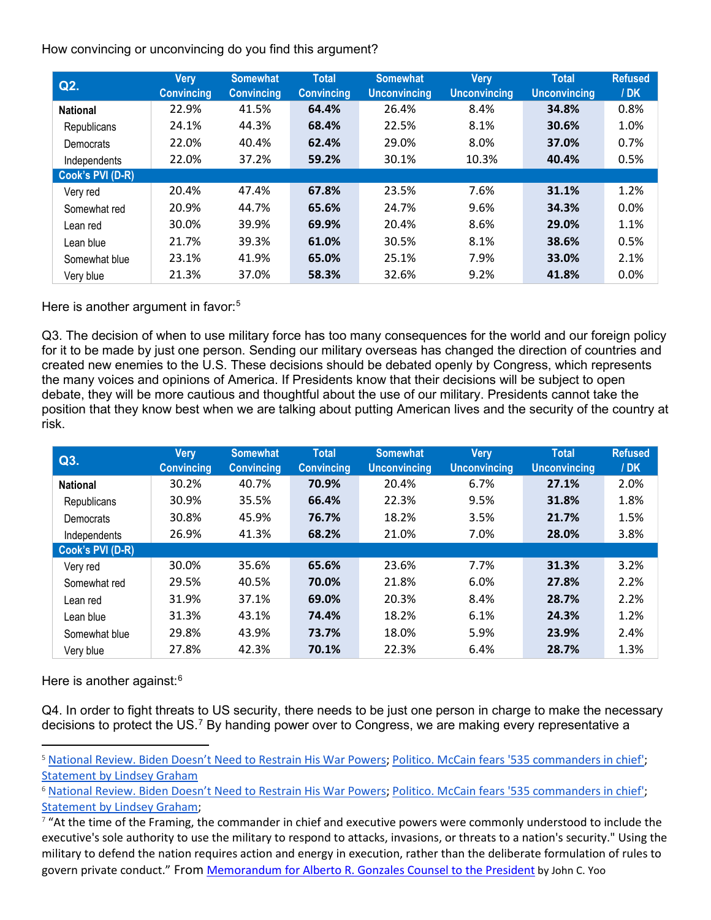How convincing or unconvincing do you find this argument?

| Q2. | Very Convincing | Somewhat Convincing | Total Convincing | Somewhat Unconvincing | Very Unconvincing | Total Unconvincing | Refused / DK |
|---|---|---|---|---|---|---|---|
| **National** | 22.9% | 41.5% | **64.4%** | 26.4% | 8.4% | **34.8%** | 0.8% |
| Republicans | 24.1% | 44.3% | **68.4%** | 22.5% | 8.1% | **30.6%** | 1.0% |
| Democrats | 22.0% | 40.4% | **62.4%** | 29.0% | 8.0% | **37.0%** | 0.7% |
| Independents | 22.0% | 37.2% | **59.2%** | 30.1% | 10.3% | **40.4%** | 0.5% |
| **Cook's PVI (D-R)** | | | | | | | |
| Very red | 20.4% | 47.4% | **67.8%** | 23.5% | 7.6% | **31.1%** | 1.2% |
| Somewhat red | 20.9% | 44.7% | **65.6%** | 24.7% | 9.6% | **34.3%** | 0.0% |
| Lean red | 30.0% | 39.9% | **69.9%** | 20.4% | 8.6% | **29.0%** | 1.1% |
| Lean blue | 21.7% | 39.3% | **61.0%** | 30.5% | 8.1% | **38.6%** | 0.5% |
| Somewhat blue | 23.1% | 41.9% | **65.0%** | 25.1% | 7.9% | **33.0%** | 2.1% |
| Very blue | 21.3% | 37.0% | **58.3%** | 32.6% | 9.2% | **41.8%** | 0.0% |

Here is another argument in favor:[5]

Q3. The decision of when to use military force has too many consequences for the world and our foreign policy for it to be made by just one person. Sending our military overseas has changed the direction of countries and created new enemies to the U.S. These decisions should be debated openly by Congress, which represents the many voices and opinions of America. If Presidents know that their decisions will be subject to open debate, they will be more cautious and thoughtful about the use of our military. Presidents cannot take the position that they know best when we are talking about putting American lives and the security of the country at risk.

| Q3. | Very Convincing | Somewhat Convincing | Total Convincing | Somewhat Unconvincing | Very Unconvincing | Total Unconvincing | Refused / DK |
|---|---|---|---|---|---|---|---|
| **National** | 30.2% | 40.7% | **70.9%** | 20.4% | 6.7% | **27.1%** | 2.0% |
| Republicans | 30.9% | 35.5% | **66.4%** | 22.3% | 9.5% | **31.8%** | 1.8% |
| Democrats | 30.8% | 45.9% | **76.7%** | 18.2% | 3.5% | **21.7%** | 1.5% |
| Independents | 26.9% | 41.3% | **68.2%** | 21.0% | 7.0% | **28.0%** | 3.8% |
| **Cook's PVI (D-R)** | | | | | | | |
| Very red | 30.0% | 35.6% | **65.6%** | 23.6% | 7.7% | **31.3%** | 3.2% |
| Somewhat red | 29.5% | 40.5% | **70.0%** | 21.8% | 6.0% | **27.8%** | 2.2% |
| Lean red | 31.9% | 37.1% | **69.0%** | 20.3% | 8.4% | **28.7%** | 2.2% |
| Lean blue | 31.3% | 43.1% | **74.4%** | 18.2% | 6.1% | **24.3%** | 1.2% |
| Somewhat blue | 29.8% | 43.9% | **73.7%** | 18.0% | 5.9% | **23.9%** | 2.4% |
| Very blue | 27.8% | 42.3% | **70.1%** | 22.3% | 6.4% | **28.7%** | 1.3% |

Here is another against:[6]

Q4. In order to fight threats to US security, there needs to be just one person in charge to make the necessary decisions to protect the US.[7] By handing power over to Congress, we are making every representative a

---

[5] National Review. Biden Doesn't Need to Restrain His War Powers; Politico. McCain fears '535 commanders in chief'; Statement by Lindsey Graham

[6] National Review. Biden Doesn't Need to Restrain His War Powers; Politico. McCain fears '535 commanders in chief'; Statement by Lindsey Graham;

[7] "At the time of the Framing, the commander in chief and executive powers were commonly understood to include the executive's sole authority to use the military to respond to attacks, invasions, or threats to a nation's security." Using the military to defend the nation requires action and energy in execution, rather than the deliberate formulation of rules to govern private conduct." From Memorandum for Alberto R. Gonzales Counsel to the President by John C. Yoo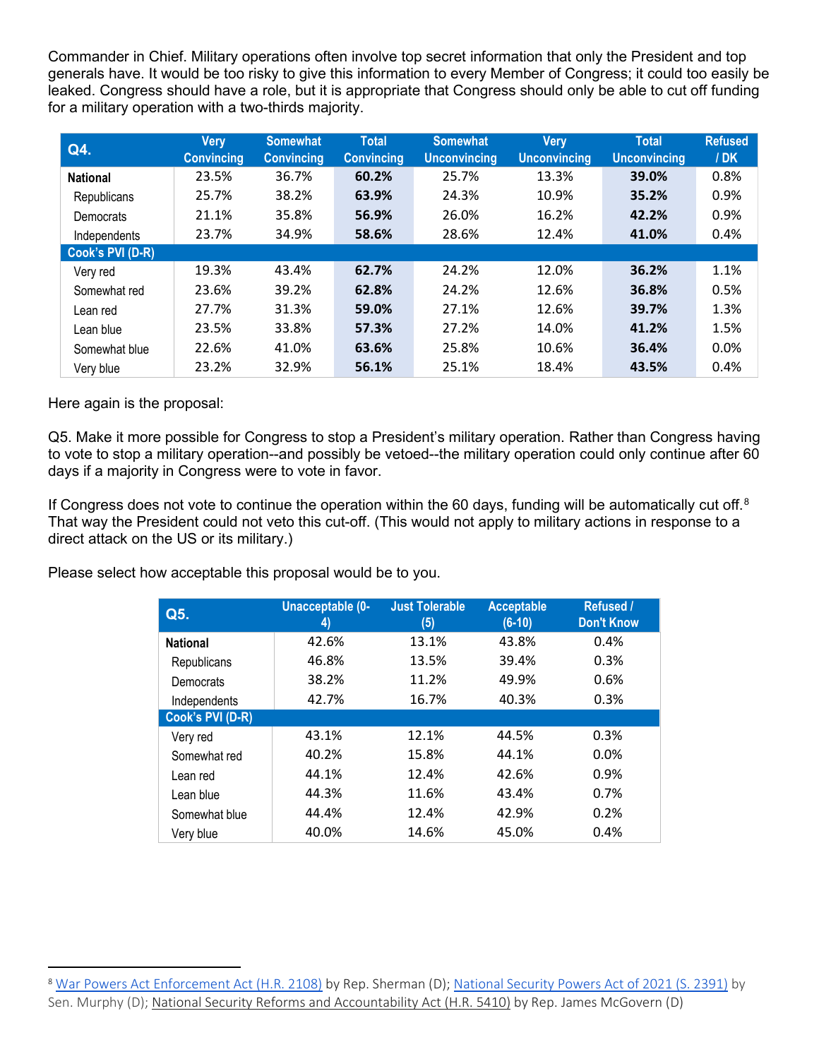Commander in Chief. Military operations often involve top secret information that only the President and top generals have. It would be too risky to give this information to every Member of Congress; it could too easily be leaked. Congress should have a role, but it is appropriate that Congress should only be able to cut off funding for a military operation with a two-thirds majority.

| Q4. | Very Convincing | Somewhat Convincing | Total Convincing | Somewhat Unconvincing | Very Unconvincing | Total Unconvincing | Refused / DK |
|---|---|---|---|---|---|---|---|
| **National** | 23.5% | 36.7% | **60.2%** | 25.7% | 13.3% | **39.0%** | 0.8% |
| Republicans | 25.7% | 38.2% | **63.9%** | 24.3% | 10.9% | **35.2%** | 0.9% |
| Democrats | 21.1% | 35.8% | **56.9%** | 26.0% | 16.2% | **42.2%** | 0.9% |
| Independents | 23.7% | 34.9% | **58.6%** | 28.6% | 12.4% | **41.0%** | 0.4% |
| **Cook's PVI (D-R)** | | | | | | | |
| Very red | 19.3% | 43.4% | **62.7%** | 24.2% | 12.0% | **36.2%** | 1.1% |
| Somewhat red | 23.6% | 39.2% | **62.8%** | 24.2% | 12.6% | **36.8%** | 0.5% |
| Lean red | 27.7% | 31.3% | **59.0%** | 27.1% | 12.6% | **39.7%** | 1.3% |
| Lean blue | 23.5% | 33.8% | **57.3%** | 27.2% | 14.0% | **41.2%** | 1.5% |
| Somewhat blue | 22.6% | 41.0% | **63.6%** | 25.8% | 10.6% | **36.4%** | 0.0% |
| Very blue | 23.2% | 32.9% | **56.1%** | 25.1% | 18.4% | **43.5%** | 0.4% |

Here again is the proposal:

Q5. Make it more possible for Congress to stop a President's military operation. Rather than Congress having to vote to stop a military operation--and possibly be vetoed--the military operation could only continue after 60 days if a majority in Congress were to vote in favor.

If Congress does not vote to continue the operation within the 60 days, funding will be automatically cut off.[8] That way the President could not veto this cut-off. (This would not apply to military actions in response to a direct attack on the US or its military.)

Please select how acceptable this proposal would be to you.

| Q5. | Unacceptable (0-4) | Just Tolerable (5) | Acceptable (6-10) | Refused / Don't Know |
|---|---|---|---|---|
| **National** | 42.6% | 13.1% | 43.8% | 0.4% |
| Republicans | 46.8% | 13.5% | 39.4% | 0.3% |
| Democrats | 38.2% | 11.2% | 49.9% | 0.6% |
| Independents | 42.7% | 16.7% | 40.3% | 0.3% |
| **Cook's PVI (D-R)** | | | | |
| Very red | 43.1% | 12.1% | 44.5% | 0.3% |
| Somewhat red | 40.2% | 15.8% | 44.1% | 0.0% |
| Lean red | 44.1% | 12.4% | 42.6% | 0.9% |
| Lean blue | 44.3% | 11.6% | 43.4% | 0.7% |
| Somewhat blue | 44.4% | 12.4% | 42.9% | 0.2% |
| Very blue | 40.0% | 14.6% | 45.0% | 0.4% |

[8] War Powers Act Enforcement Act (H.R. 2108) by Rep. Sherman (D); National Security Powers Act of 2021 (S. 2391) by Sen. Murphy (D); National Security Reforms and Accountability Act (H.R. 5410) by Rep. James McGovern (D)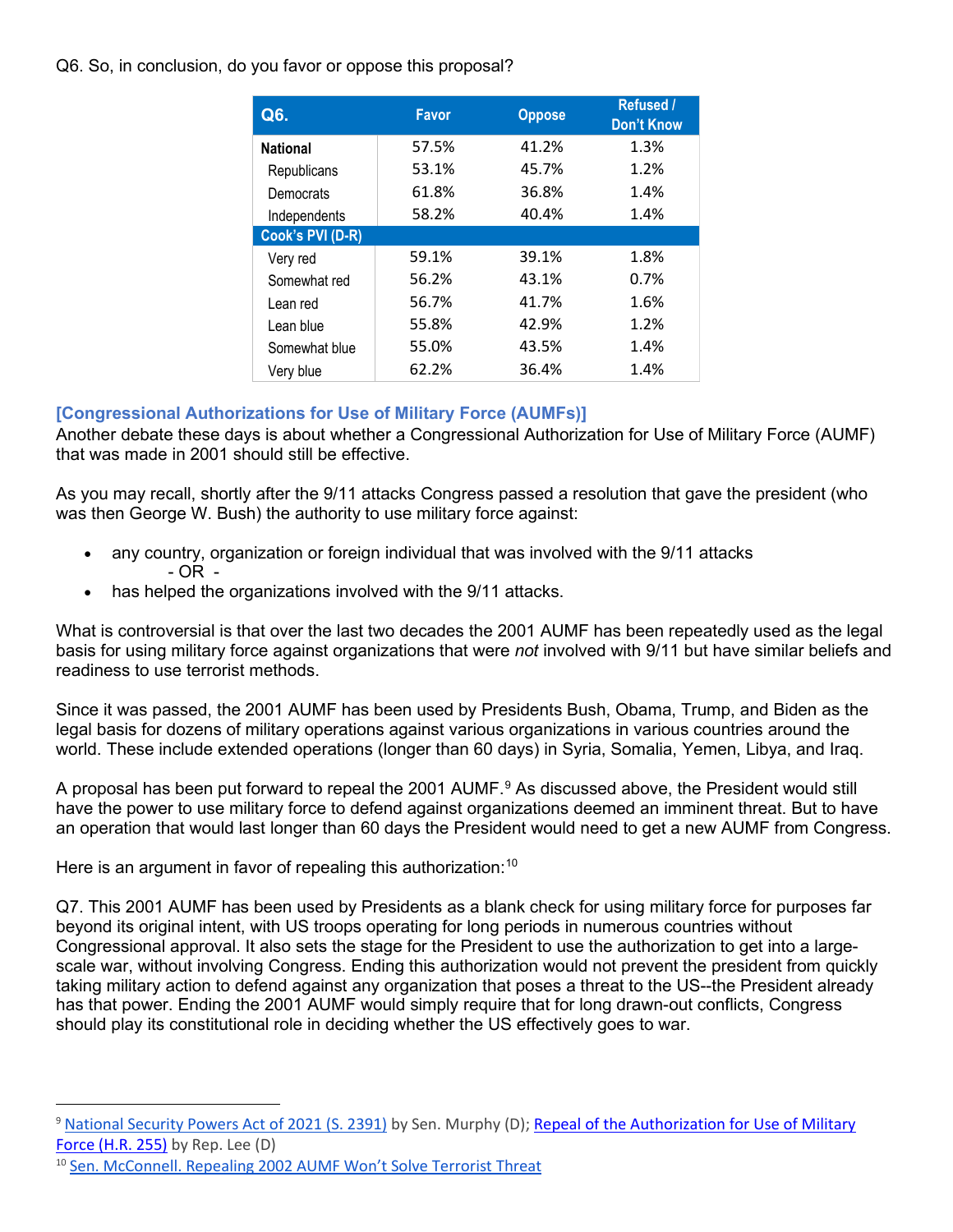Q6. So, in conclusion, do you favor or oppose this proposal?

| Q6. | Favor | Oppose | Refused / Don't Know |
|---|---|---|---|
| **National** | 57.5% | 41.2% | 1.3% |
| Republicans | 53.1% | 45.7% | 1.2% |
| Democrats | 61.8% | 36.8% | 1.4% |
| Independents | 58.2% | 40.4% | 1.4% |
| **Cook's PVI (D-R)** | | | |
| Very red | 59.1% | 39.1% | 1.8% |
| Somewhat red | 56.2% | 43.1% | 0.7% |
| Lean red | 56.7% | 41.7% | 1.6% |
| Lean blue | 55.8% | 42.9% | 1.2% |
| Somewhat blue | 55.0% | 43.5% | 1.4% |
| Very blue | 62.2% | 36.4% | 1.4% |

### [Congressional Authorizations for Use of Military Force (AUMFs)]

Another debate these days is about whether a Congressional Authorization for Use of Military Force (AUMF) that was made in 2001 should still be effective.

As you may recall, shortly after the 9/11 attacks Congress passed a resolution that gave the president (who was then George W. Bush) the authority to use military force against:

- any country, organization or foreign individual that was involved with the 9/11 attacks
  - OR -
- has helped the organizations involved with the 9/11 attacks.

What is controversial is that over the last two decades the 2001 AUMF has been repeatedly used as the legal basis for using military force against organizations that were *not* involved with 9/11 but have similar beliefs and readiness to use terrorist methods.

Since it was passed, the 2001 AUMF has been used by Presidents Bush, Obama, Trump, and Biden as the legal basis for dozens of military operations against various organizations in various countries around the world. These include extended operations (longer than 60 days) in Syria, Somalia, Yemen, Libya, and Iraq.

A proposal has been put forward to repeal the 2001 AUMF.[9] As discussed above, the President would still have the power to use military force to defend against organizations deemed an imminent threat. But to have an operation that would last longer than 60 days the President would need to get a new AUMF from Congress.

Here is an argument in favor of repealing this authorization:[10]

Q7. This 2001 AUMF has been used by Presidents as a blank check for using military force for purposes far beyond its original intent, with US troops operating for long periods in numerous countries without Congressional approval. It also sets the stage for the President to use the authorization to get into a large-scale war, without involving Congress. Ending this authorization would not prevent the president from quickly taking military action to defend against any organization that poses a threat to the US--the President already has that power. Ending the 2001 AUMF would simply require that for long drawn-out conflicts, Congress should play its constitutional role in deciding whether the US effectively goes to war.

---

[9] National Security Powers Act of 2021 (S. 2391) by Sen. Murphy (D); Repeal of the Authorization for Use of Military Force (H.R. 255) by Rep. Lee (D)

[10] Sen. McConnell. Repealing 2002 AUMF Won't Solve Terrorist Threat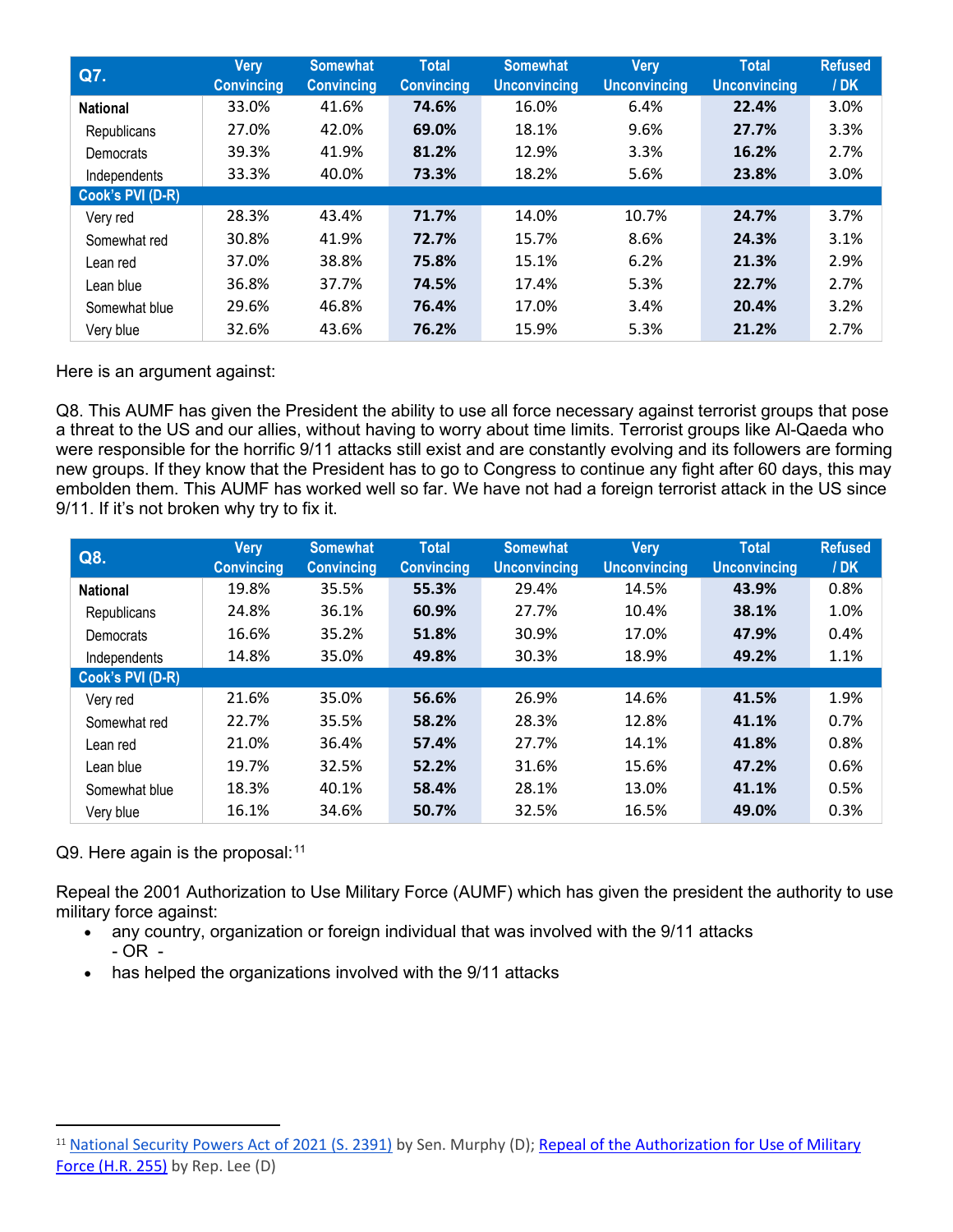| Q7. | Very Convincing | Somewhat Convincing | Total Convincing | Somewhat Unconvincing | Very Unconvincing | Total Unconvincing | Refused / DK |
|---|---|---|---|---|---|---|---|
| **National** | 33.0% | 41.6% | **74.6%** | 16.0% | 6.4% | **22.4%** | 3.0% |
| Republicans | 27.0% | 42.0% | **69.0%** | 18.1% | 9.6% | **27.7%** | 3.3% |
| Democrats | 39.3% | 41.9% | **81.2%** | 12.9% | 3.3% | **16.2%** | 2.7% |
| Independents | 33.3% | 40.0% | **73.3%** | 18.2% | 5.6% | **23.8%** | 3.0% |
| **Cook's PVI (D-R)** | | | | | | | |
| Very red | 28.3% | 43.4% | **71.7%** | 14.0% | 10.7% | **24.7%** | 3.7% |
| Somewhat red | 30.8% | 41.9% | **72.7%** | 15.7% | 8.6% | **24.3%** | 3.1% |
| Lean red | 37.0% | 38.8% | **75.8%** | 15.1% | 6.2% | **21.3%** | 2.9% |
| Lean blue | 36.8% | 37.7% | **74.5%** | 17.4% | 5.3% | **22.7%** | 2.7% |
| Somewhat blue | 29.6% | 46.8% | **76.4%** | 17.0% | 3.4% | **20.4%** | 3.2% |
| Very blue | 32.6% | 43.6% | **76.2%** | 15.9% | 5.3% | **21.2%** | 2.7% |

Here is an argument against:

Q8. This AUMF has given the President the ability to use all force necessary against terrorist groups that pose a threat to the US and our allies, without having to worry about time limits. Terrorist groups like Al-Qaeda who were responsible for the horrific 9/11 attacks still exist and are constantly evolving and its followers are forming new groups. If they know that the President has to go to Congress to continue any fight after 60 days, this may embolden them. This AUMF has worked well so far. We have not had a foreign terrorist attack in the US since 9/11. If it's not broken why try to fix it.

| Q8. | Very Convincing | Somewhat Convincing | Total Convincing | Somewhat Unconvincing | Very Unconvincing | Total Unconvincing | Refused / DK |
|---|---|---|---|---|---|---|---|
| **National** | 19.8% | 35.5% | **55.3%** | 29.4% | 14.5% | **43.9%** | 0.8% |
| Republicans | 24.8% | 36.1% | **60.9%** | 27.7% | 10.4% | **38.1%** | 1.0% |
| Democrats | 16.6% | 35.2% | **51.8%** | 30.9% | 17.0% | **47.9%** | 0.4% |
| Independents | 14.8% | 35.0% | **49.8%** | 30.3% | 18.9% | **49.2%** | 1.1% |
| **Cook's PVI (D-R)** | | | | | | | |
| Very red | 21.6% | 35.0% | **56.6%** | 26.9% | 14.6% | **41.5%** | 1.9% |
| Somewhat red | 22.7% | 35.5% | **58.2%** | 28.3% | 12.8% | **41.1%** | 0.7% |
| Lean red | 21.0% | 36.4% | **57.4%** | 27.7% | 14.1% | **41.8%** | 0.8% |
| Lean blue | 19.7% | 32.5% | **52.2%** | 31.6% | 15.6% | **47.2%** | 0.6% |
| Somewhat blue | 18.3% | 40.1% | **58.4%** | 28.1% | 13.0% | **41.1%** | 0.5% |
| Very blue | 16.1% | 34.6% | **50.7%** | 32.5% | 16.5% | **49.0%** | 0.3% |

Q9. Here again is the proposal:[11]

Repeal the 2001 Authorization to Use Military Force (AUMF) which has given the president the authority to use military force against:

- any country, organization or foreign individual that was involved with the 9/11 attacks
  - OR -
- has helped the organizations involved with the 9/11 attacks

[11] National Security Powers Act of 2021 (S. 2391) by Sen. Murphy (D); Repeal of the Authorization for Use of Military Force (H.R. 255) by Rep. Lee (D)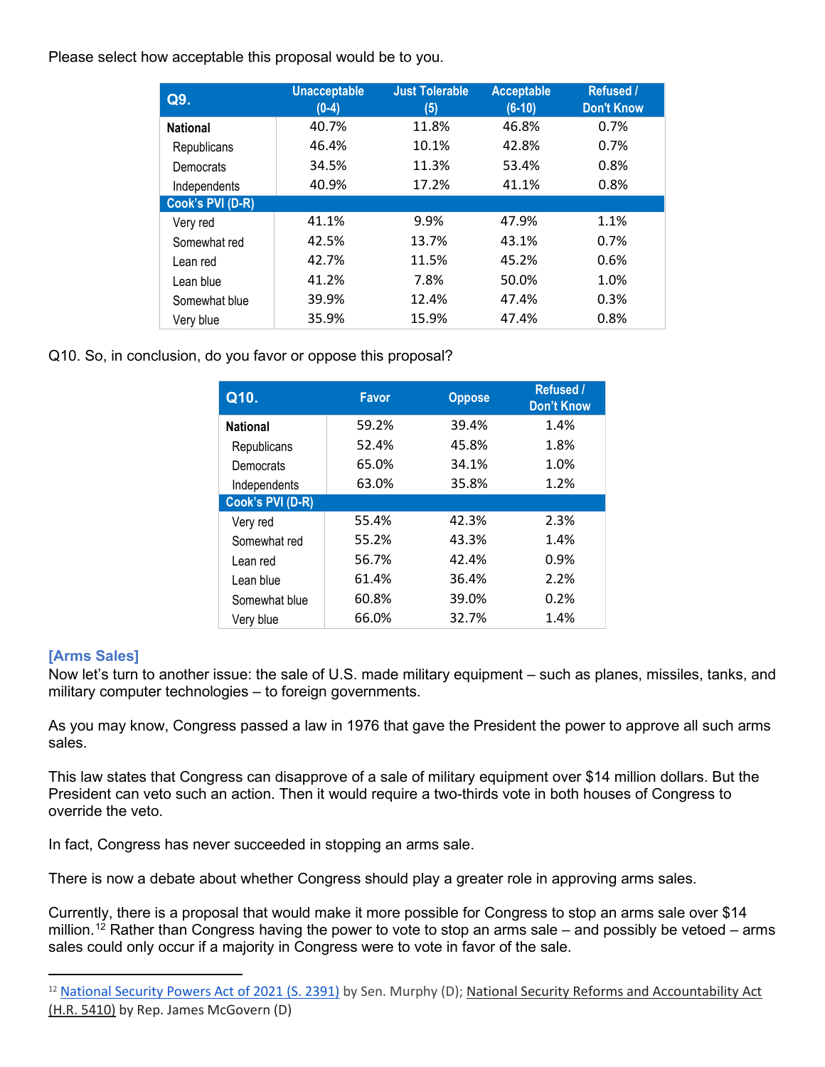Please select how acceptable this proposal would be to you.

| Q9. | Unacceptable (0-4) | Just Tolerable (5) | Acceptable (6-10) | Refused / Don't Know |
|---|---|---|---|---|
| **National** | 40.7% | 11.8% | 46.8% | 0.7% |
| Republicans | 46.4% | 10.1% | 42.8% | 0.7% |
| Democrats | 34.5% | 11.3% | 53.4% | 0.8% |
| Independents | 40.9% | 17.2% | 41.1% | 0.8% |
| **Cook's PVI (D-R)** | | | | |
| Very red | 41.1% | 9.9% | 47.9% | 1.1% |
| Somewhat red | 42.5% | 13.7% | 43.1% | 0.7% |
| Lean red | 42.7% | 11.5% | 45.2% | 0.6% |
| Lean blue | 41.2% | 7.8% | 50.0% | 1.0% |
| Somewhat blue | 39.9% | 12.4% | 47.4% | 0.3% |
| Very blue | 35.9% | 15.9% | 47.4% | 0.8% |

Q10. So, in conclusion, do you favor or oppose this proposal?

| Q10. | Favor | Oppose | Refused / Don't Know |
|---|---|---|---|
| **National** | 59.2% | 39.4% | 1.4% |
| Republicans | 52.4% | 45.8% | 1.8% |
| Democrats | 65.0% | 34.1% | 1.0% |
| Independents | 63.0% | 35.8% | 1.2% |
| **Cook's PVI (D-R)** | | | |
| Very red | 55.4% | 42.3% | 2.3% |
| Somewhat red | 55.2% | 43.3% | 1.4% |
| Lean red | 56.7% | 42.4% | 0.9% |
| Lean blue | 61.4% | 36.4% | 2.2% |
| Somewhat blue | 60.8% | 39.0% | 0.2% |
| Very blue | 66.0% | 32.7% | 1.4% |

### [Arms Sales]

Now let's turn to another issue: the sale of U.S. made military equipment – such as planes, missiles, tanks, and military computer technologies – to foreign governments.

As you may know, Congress passed a law in 1976 that gave the President the power to approve all such arms sales.

This law states that Congress can disapprove of a sale of military equipment over $14 million dollars. But the President can veto such an action. Then it would require a two-thirds vote in both houses of Congress to override the veto.

In fact, Congress has never succeeded in stopping an arms sale.

There is now a debate about whether Congress should play a greater role in approving arms sales.

Currently, there is a proposal that would make it more possible for Congress to stop an arms sale over $14 million.[12] Rather than Congress having the power to vote to stop an arms sale – and possibly be vetoed – arms sales could only occur if a majority in Congress were to vote in favor of the sale.

---

[12] National Security Powers Act of 2021 (S. 2391) by Sen. Murphy (D); National Security Reforms and Accountability Act (H.R. 5410) by Rep. James McGovern (D)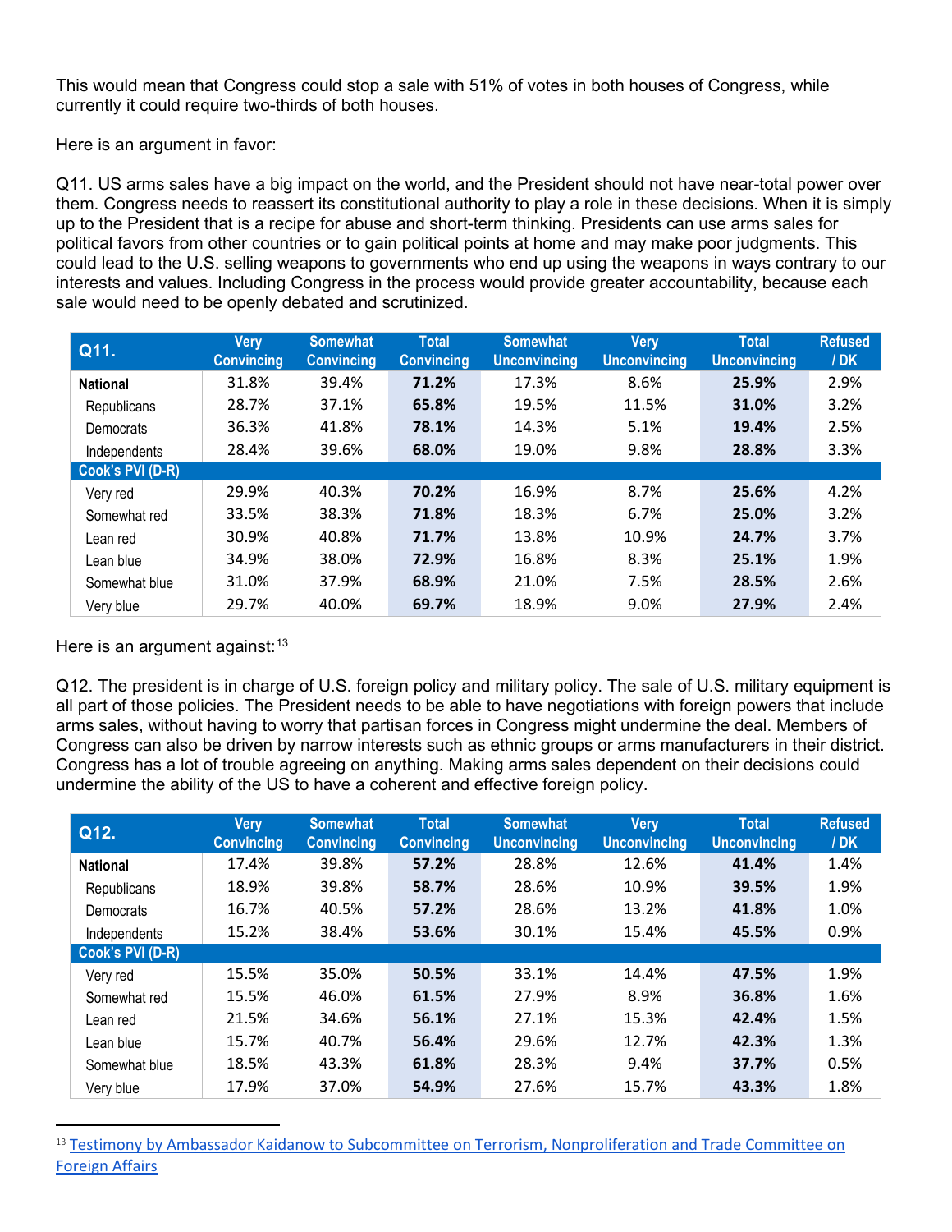This would mean that Congress could stop a sale with 51% of votes in both houses of Congress, while currently it could require two-thirds of both houses.

Here is an argument in favor:

Q11. US arms sales have a big impact on the world, and the President should not have near-total power over them. Congress needs to reassert its constitutional authority to play a role in these decisions. When it is simply up to the President that is a recipe for abuse and short-term thinking. Presidents can use arms sales for political favors from other countries or to gain political points at home and may make poor judgments. This could lead to the U.S. selling weapons to governments who end up using the weapons in ways contrary to our interests and values. Including Congress in the process would provide greater accountability, because each sale would need to be openly debated and scrutinized.

| Q11. | Very Convincing | Somewhat Convincing | Total Convincing | Somewhat Unconvincing | Very Unconvincing | Total Unconvincing | Refused / DK |
|---|---|---|---|---|---|---|---|
| **National** | 31.8% | 39.4% | **71.2%** | 17.3% | 8.6% | **25.9%** | 2.9% |
| Republicans | 28.7% | 37.1% | **65.8%** | 19.5% | 11.5% | **31.0%** | 3.2% |
| Democrats | 36.3% | 41.8% | **78.1%** | 14.3% | 5.1% | **19.4%** | 2.5% |
| Independents | 28.4% | 39.6% | **68.0%** | 19.0% | 9.8% | **28.8%** | 3.3% |
| **Cook's PVI (D-R)** | | | | | | | |
| Very red | 29.9% | 40.3% | **70.2%** | 16.9% | 8.7% | **25.6%** | 4.2% |
| Somewhat red | 33.5% | 38.3% | **71.8%** | 18.3% | 6.7% | **25.0%** | 3.2% |
| Lean red | 30.9% | 40.8% | **71.7%** | 13.8% | 10.9% | **24.7%** | 3.7% |
| Lean blue | 34.9% | 38.0% | **72.9%** | 16.8% | 8.3% | **25.1%** | 1.9% |
| Somewhat blue | 31.0% | 37.9% | **68.9%** | 21.0% | 7.5% | **28.5%** | 2.6% |
| Very blue | 29.7% | 40.0% | **69.7%** | 18.9% | 9.0% | **27.9%** | 2.4% |

Here is an argument against:[13]

Q12. The president is in charge of U.S. foreign policy and military policy. The sale of U.S. military equipment is all part of those policies. The President needs to be able to have negotiations with foreign powers that include arms sales, without having to worry that partisan forces in Congress might undermine the deal. Members of Congress can also be driven by narrow interests such as ethnic groups or arms manufacturers in their district. Congress has a lot of trouble agreeing on anything. Making arms sales dependent on their decisions could undermine the ability of the US to have a coherent and effective foreign policy.

| Q12. | Very Convincing | Somewhat Convincing | Total Convincing | Somewhat Unconvincing | Very Unconvincing | Total Unconvincing | Refused / DK |
|---|---|---|---|---|---|---|---|
| **National** | 17.4% | 39.8% | **57.2%** | 28.8% | 12.6% | **41.4%** | 1.4% |
| Republicans | 18.9% | 39.8% | **58.7%** | 28.6% | 10.9% | **39.5%** | 1.9% |
| Democrats | 16.7% | 40.5% | **57.2%** | 28.6% | 13.2% | **41.8%** | 1.0% |
| Independents | 15.2% | 38.4% | **53.6%** | 30.1% | 15.4% | **45.5%** | 0.9% |
| **Cook's PVI (D-R)** | | | | | | | |
| Very red | 15.5% | 35.0% | **50.5%** | 33.1% | 14.4% | **47.5%** | 1.9% |
| Somewhat red | 15.5% | 46.0% | **61.5%** | 27.9% | 8.9% | **36.8%** | 1.6% |
| Lean red | 21.5% | 34.6% | **56.1%** | 27.1% | 15.3% | **42.4%** | 1.5% |
| Lean blue | 15.7% | 40.7% | **56.4%** | 29.6% | 12.7% | **42.3%** | 1.3% |
| Somewhat blue | 18.5% | 43.3% | **61.8%** | 28.3% | 9.4% | **37.7%** | 0.5% |
| Very blue | 17.9% | 37.0% | **54.9%** | 27.6% | 15.7% | **43.3%** | 1.8% |

[13] Testimony by Ambassador Kaidanow to Subcommittee on Terrorism, Nonproliferation and Trade Committee on Foreign Affairs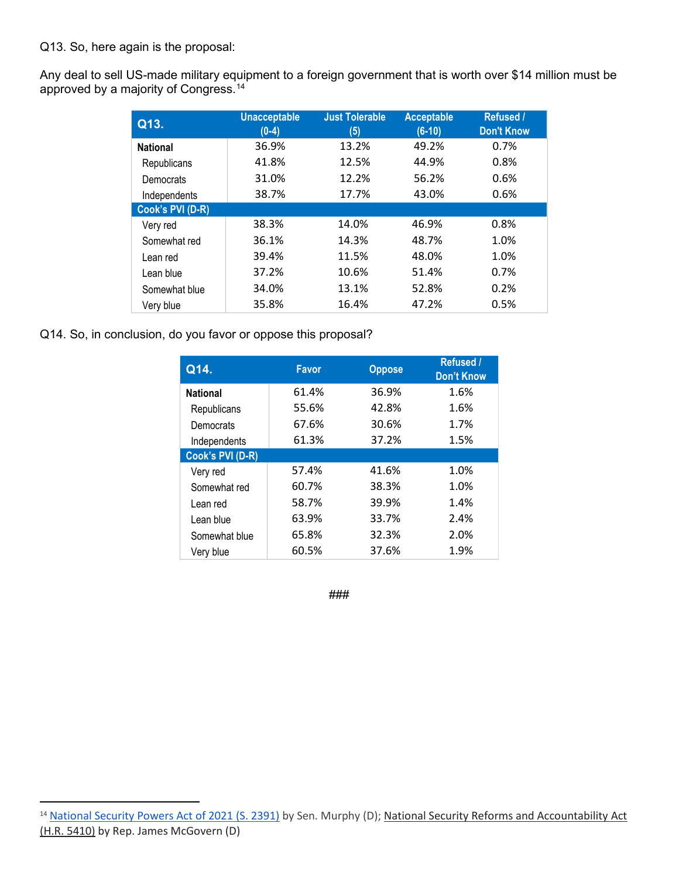Q13. So, here again is the proposal:

Any deal to sell US-made military equipment to a foreign government that is worth over $14 million must be approved by a majority of Congress.[14]

| Q13. | Unacceptable (0-4) | Just Tolerable (5) | Acceptable (6-10) | Refused / Don't Know |
|---|---|---|---|---|
| **National** | 36.9% | 13.2% | 49.2% | 0.7% |
| Republicans | 41.8% | 12.5% | 44.9% | 0.8% |
| Democrats | 31.0% | 12.2% | 56.2% | 0.6% |
| Independents | 38.7% | 17.7% | 43.0% | 0.6% |
| **Cook's PVI (D-R)** | | | | |
| Very red | 38.3% | 14.0% | 46.9% | 0.8% |
| Somewhat red | 36.1% | 14.3% | 48.7% | 1.0% |
| Lean red | 39.4% | 11.5% | 48.0% | 1.0% |
| Lean blue | 37.2% | 10.6% | 51.4% | 0.7% |
| Somewhat blue | 34.0% | 13.1% | 52.8% | 0.2% |
| Very blue | 35.8% | 16.4% | 47.2% | 0.5% |

Q14. So, in conclusion, do you favor or oppose this proposal?

| Q14. | Favor | Oppose | Refused / Don't Know |
|---|---|---|---|
| **National** | 61.4% | 36.9% | 1.6% |
| Republicans | 55.6% | 42.8% | 1.6% |
| Democrats | 67.6% | 30.6% | 1.7% |
| Independents | 61.3% | 37.2% | 1.5% |
| **Cook's PVI (D-R)** | | | |
| Very red | 57.4% | 41.6% | 1.0% |
| Somewhat red | 60.7% | 38.3% | 1.0% |
| Lean red | 58.7% | 39.9% | 1.4% |
| Lean blue | 63.9% | 33.7% | 2.4% |
| Somewhat blue | 65.8% | 32.3% | 2.0% |
| Very blue | 60.5% | 37.6% | 1.9% |

###

[14] National Security Powers Act of 2021 (S. 2391) by Sen. Murphy (D); National Security Reforms and Accountability Act (H.R. 5410) by Rep. James McGovern (D)